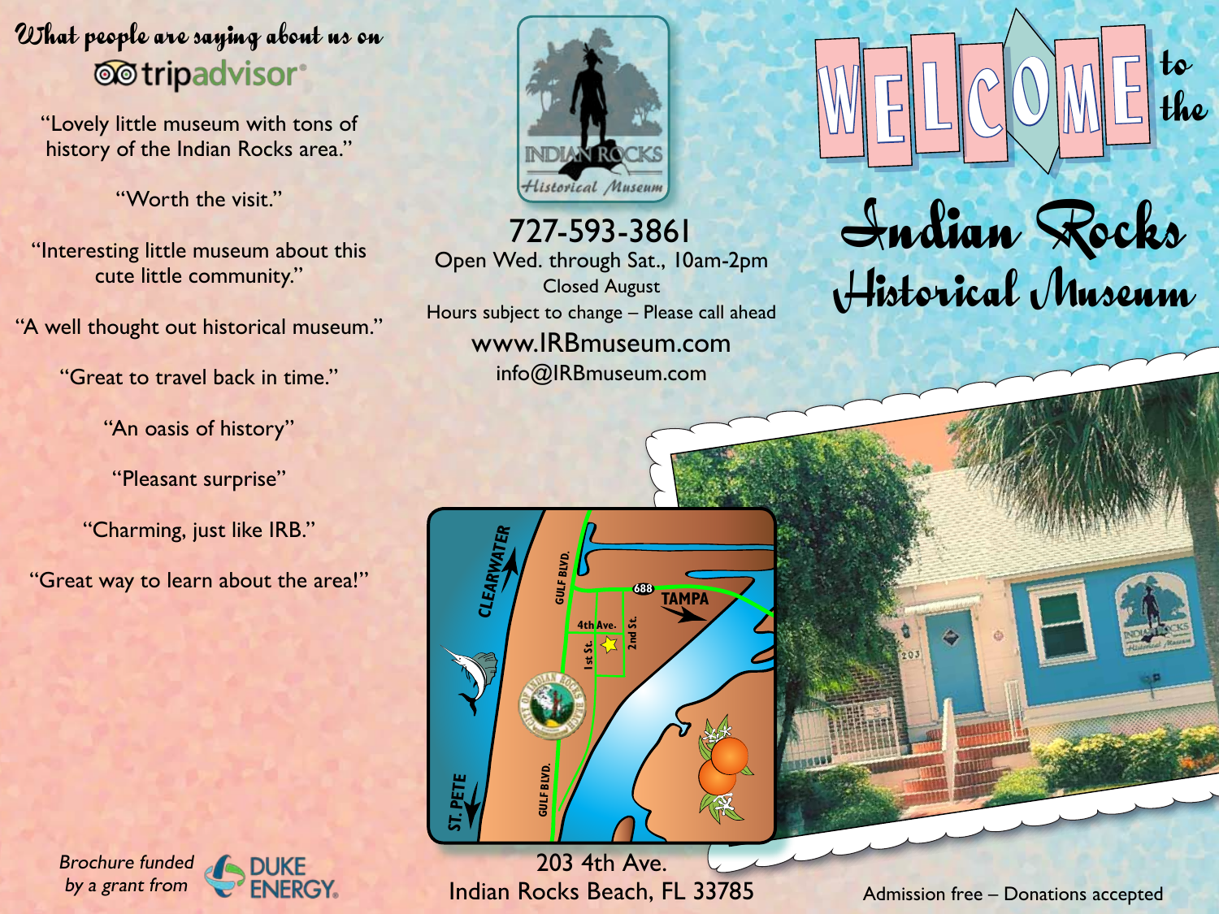# Welcome to the Indian Rocks Historical Museum

## What people are saying about us on tripadvisor

"Lovely little museum with tons of history of the Indian Rocks area."

"Worth the visit."

"Interesting little museum about this cute little community."

"A well thought out historical museum."

"Great to travel back in time."

"An oasis of history"

"Pleasant surprise"

"Charming, just like IRB."

"Great way to learn about the area!"

*Brochure funded by a grant from* Duke Energy.

Indian Rocks Historical Museum

727-593-3861
Open Wed. through Sat., 10am-2pm
Closed August
Hours subject to change – Please call ahead
www.IRBmuseum.com
info@IRBmuseum.com

203 4th Ave.
Indian Rocks Beach, FL 33785

Admission free – Donations accepted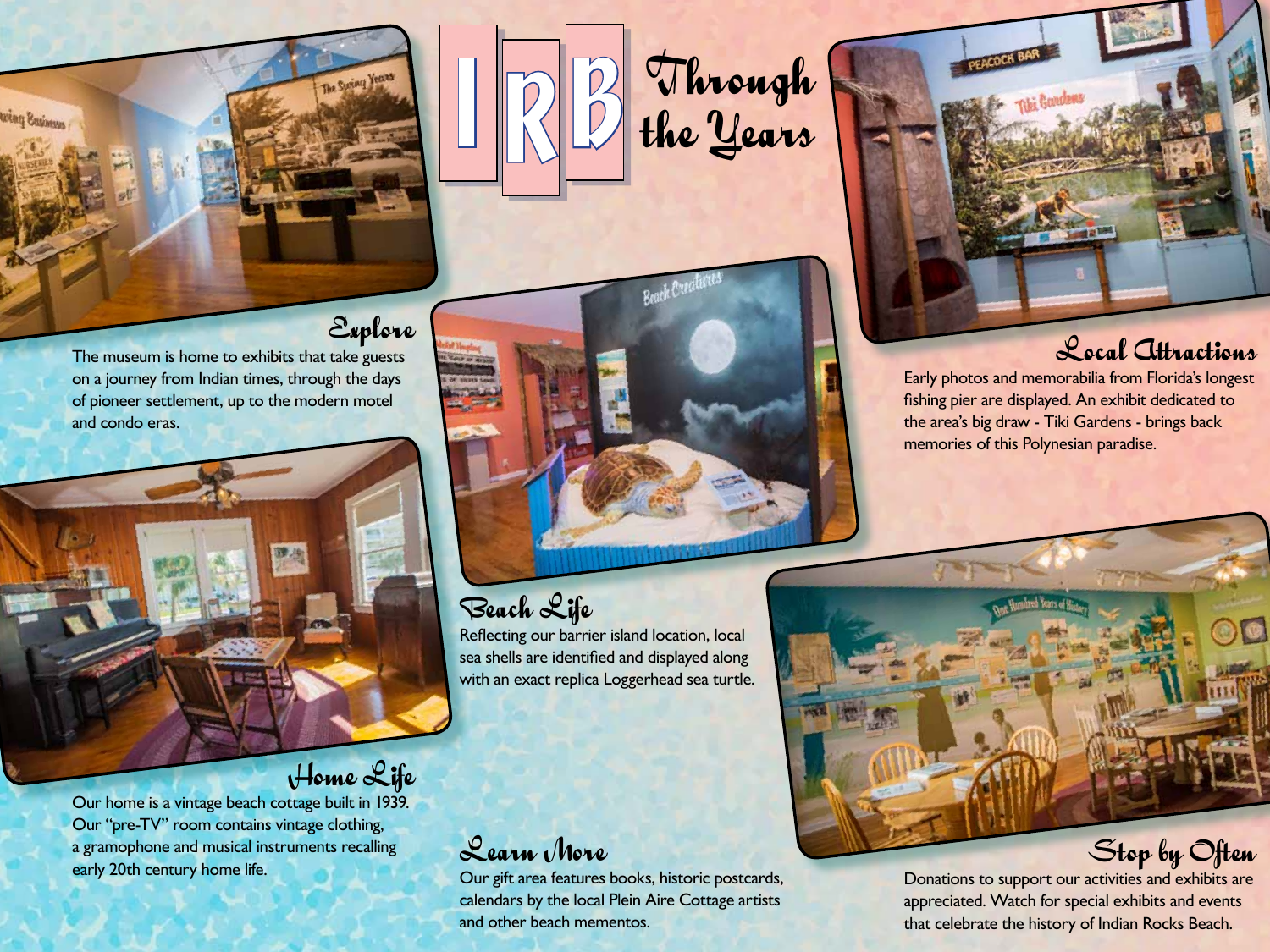# IRB Through the Years

## Explore

The museum is home to exhibits that take guests on a journey from Indian times, through the days of pioneer settlement, up to the modern motel and condo eras.

## Home Life

Our home is a vintage beach cottage built in 1939. Our "pre-TV" room contains vintage clothing, a gramophone and musical instruments recalling early 20th century home life.

## Beach Life

Reflecting our barrier island location, local sea shells are identified and displayed along with an exact replica Loggerhead sea turtle.

## Learn More

Our gift area features books, historic postcards, calendars by the local Plein Aire Cottage artists and other beach mementos.

## Local Attractions

Early photos and memorabilia from Florida's longest fishing pier are displayed. An exhibit dedicated to the area's big draw - Tiki Gardens - brings back memories of this Polynesian paradise.

## Stop by Often

Donations to support our activities and exhibits are appreciated. Watch for special exhibits and events that celebrate the history of Indian Rocks Beach.